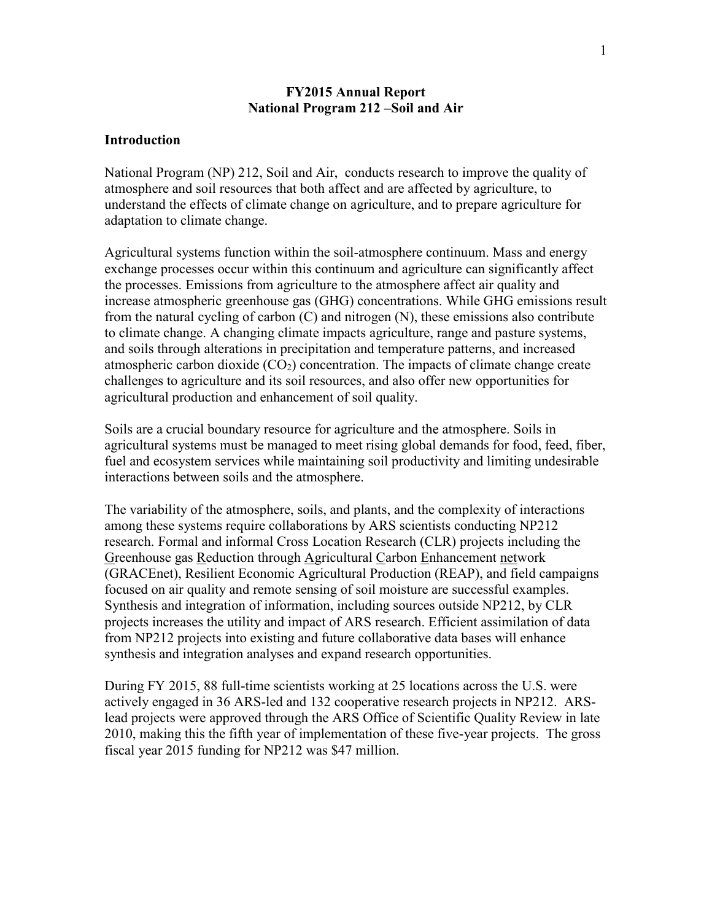# FY2015 Annual Report
# National Program 212 –Soil and Air

## Introduction

National Program (NP) 212, Soil and Air, conducts research to improve the quality of atmosphere and soil resources that both affect and are affected by agriculture, to understand the effects of climate change on agriculture, and to prepare agriculture for adaptation to climate change.

Agricultural systems function within the soil-atmosphere continuum. Mass and energy exchange processes occur within this continuum and agriculture can significantly affect the processes. Emissions from agriculture to the atmosphere affect air quality and increase atmospheric greenhouse gas (GHG) concentrations. While GHG emissions result from the natural cycling of carbon (C) and nitrogen (N), these emissions also contribute to climate change. A changing climate impacts agriculture, range and pasture systems, and soils through alterations in precipitation and temperature patterns, and increased atmospheric carbon dioxide ($CO_2$) concentration. The impacts of climate change create challenges to agriculture and its soil resources, and also offer new opportunities for agricultural production and enhancement of soil quality.

Soils are a crucial boundary resource for agriculture and the atmosphere. Soils in agricultural systems must be managed to meet rising global demands for food, feed, fiber, fuel and ecosystem services while maintaining soil productivity and limiting undesirable interactions between soils and the atmosphere.

The variability of the atmosphere, soils, and plants, and the complexity of interactions among these systems require collaborations by ARS scientists conducting NP212 research. Formal and informal Cross Location Research (CLR) projects including the Greenhouse gas Reduction through Agricultural Carbon Enhancement network (GRACEnet), Resilient Economic Agricultural Production (REAP), and field campaigns focused on air quality and remote sensing of soil moisture are successful examples. Synthesis and integration of information, including sources outside NP212, by CLR projects increases the utility and impact of ARS research. Efficient assimilation of data from NP212 projects into existing and future collaborative data bases will enhance synthesis and integration analyses and expand research opportunities.

During FY 2015, 88 full-time scientists working at 25 locations across the U.S. were actively engaged in 36 ARS-led and 132 cooperative research projects in NP212. ARS-lead projects were approved through the ARS Office of Scientific Quality Review in late 2010, making this the fifth year of implementation of these five-year projects. The gross fiscal year 2015 funding for NP212 was $47 million.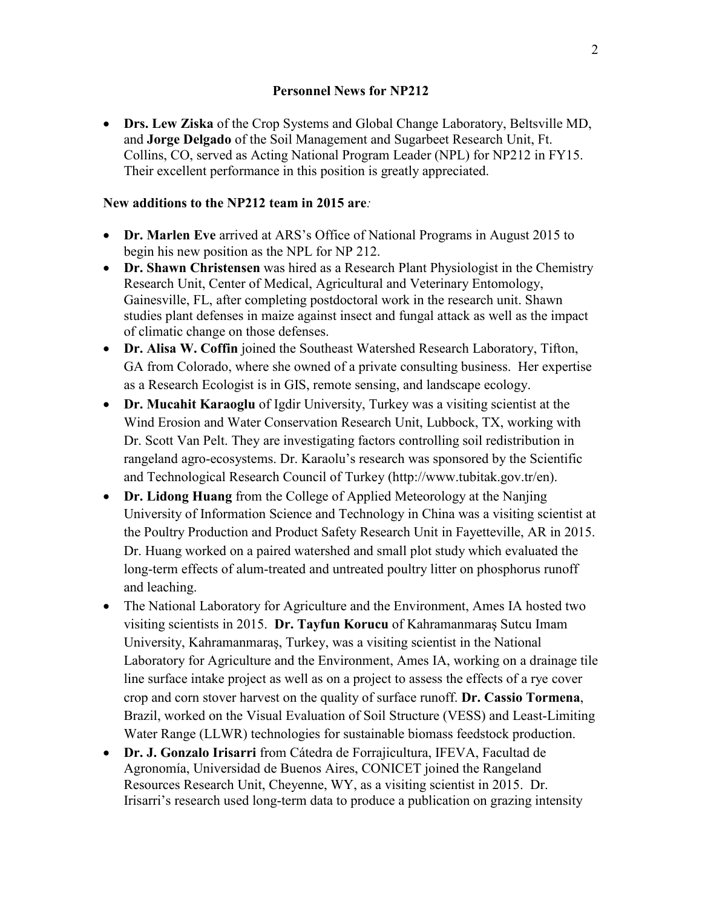## Personnel News for NP212

- **Drs. Lew Ziska** of the Crop Systems and Global Change Laboratory, Beltsville MD, and **Jorge Delgado** of the Soil Management and Sugarbeet Research Unit, Ft. Collins, CO, served as Acting National Program Leader (NPL) for NP212 in FY15. Their excellent performance in this position is greatly appreciated.

**New additions to the NP212 team in 2015 are***:*

- **Dr. Marlen Eve** arrived at ARS's Office of National Programs in August 2015 to begin his new position as the NPL for NP 212.
- **Dr. Shawn Christensen** was hired as a Research Plant Physiologist in the Chemistry Research Unit, Center of Medical, Agricultural and Veterinary Entomology, Gainesville, FL, after completing postdoctoral work in the research unit. Shawn studies plant defenses in maize against insect and fungal attack as well as the impact of climatic change on those defenses.
- **Dr. Alisa W. Coffin** joined the Southeast Watershed Research Laboratory, Tifton, GA from Colorado, where she owned of a private consulting business. Her expertise as a Research Ecologist is in GIS, remote sensing, and landscape ecology.
- **Dr. Mucahit Karaoglu** of Igdir University, Turkey was a visiting scientist at the Wind Erosion and Water Conservation Research Unit, Lubbock, TX, working with Dr. Scott Van Pelt. They are investigating factors controlling soil redistribution in rangeland agro-ecosystems. Dr. Karaolu's research was sponsored by the Scientific and Technological Research Council of Turkey (http://www.tubitak.gov.tr/en).
- **Dr. Lidong Huang** from the College of Applied Meteorology at the Nanjing University of Information Science and Technology in China was a visiting scientist at the Poultry Production and Product Safety Research Unit in Fayetteville, AR in 2015. Dr. Huang worked on a paired watershed and small plot study which evaluated the long-term effects of alum-treated and untreated poultry litter on phosphorus runoff and leaching.
- The National Laboratory for Agriculture and the Environment, Ames IA hosted two visiting scientists in 2015. **Dr. Tayfun Korucu** of Kahramanmaraş Sutcu Imam University, Kahramanmaraş, Turkey, was a visiting scientist in the National Laboratory for Agriculture and the Environment, Ames IA, working on a drainage tile line surface intake project as well as on a project to assess the effects of a rye cover crop and corn stover harvest on the quality of surface runoff. **Dr. Cassio Tormena**, Brazil, worked on the Visual Evaluation of Soil Structure (VESS) and Least-Limiting Water Range (LLWR) technologies for sustainable biomass feedstock production.
- **Dr. J. Gonzalo Irisarri** from Cátedra de Forrajicultura, IFEVA, Facultad de Agronomía, Universidad de Buenos Aires, CONICET joined the Rangeland Resources Research Unit, Cheyenne, WY, as a visiting scientist in 2015. Dr. Irisarri's research used long-term data to produce a publication on grazing intensity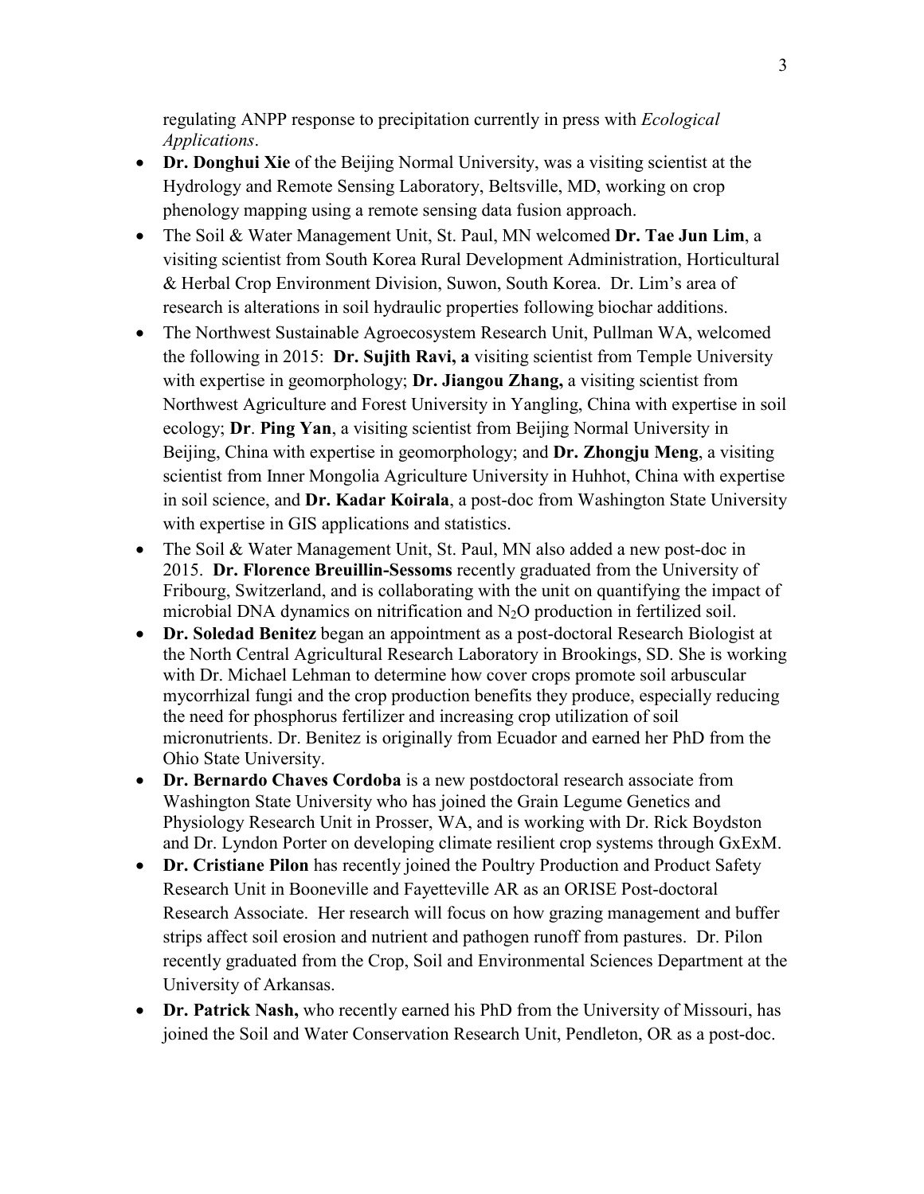regulating ANPP response to precipitation currently in press with *Ecological Applications*.

- **Dr. Donghui Xie** of the Beijing Normal University, was a visiting scientist at the Hydrology and Remote Sensing Laboratory, Beltsville, MD, working on crop phenology mapping using a remote sensing data fusion approach.
- The Soil & Water Management Unit, St. Paul, MN welcomed **Dr. Tae Jun Lim**, a visiting scientist from South Korea Rural Development Administration, Horticultural & Herbal Crop Environment Division, Suwon, South Korea. Dr. Lim's area of research is alterations in soil hydraulic properties following biochar additions.
- The Northwest Sustainable Agroecosystem Research Unit, Pullman WA, welcomed the following in 2015: **Dr. Sujith Ravi, a** visiting scientist from Temple University with expertise in geomorphology; **Dr. Jiangou Zhang,** a visiting scientist from Northwest Agriculture and Forest University in Yangling, China with expertise in soil ecology; **Dr**. **Ping Yan**, a visiting scientist from Beijing Normal University in Beijing, China with expertise in geomorphology; and **Dr. Zhongju Meng**, a visiting scientist from Inner Mongolia Agriculture University in Huhhot, China with expertise in soil science, and **Dr. Kadar Koirala**, a post-doc from Washington State University with expertise in GIS applications and statistics.
- The Soil & Water Management Unit, St. Paul, MN also added a new post-doc in 2015. **Dr. Florence Breuillin-Sessoms** recently graduated from the University of Fribourg, Switzerland, and is collaborating with the unit on quantifying the impact of microbial DNA dynamics on nitrification and $N_2O$ production in fertilized soil.
- **Dr. Soledad Benitez** began an appointment as a post-doctoral Research Biologist at the North Central Agricultural Research Laboratory in Brookings, SD. She is working with Dr. Michael Lehman to determine how cover crops promote soil arbuscular mycorrhizal fungi and the crop production benefits they produce, especially reducing the need for phosphorus fertilizer and increasing crop utilization of soil micronutrients. Dr. Benitez is originally from Ecuador and earned her PhD from the Ohio State University.
- **Dr. Bernardo Chaves Cordoba** is a new postdoctoral research associate from Washington State University who has joined the Grain Legume Genetics and Physiology Research Unit in Prosser, WA, and is working with Dr. Rick Boydston and Dr. Lyndon Porter on developing climate resilient crop systems through GxExM.
- **Dr. Cristiane Pilon** has recently joined the Poultry Production and Product Safety Research Unit in Booneville and Fayetteville AR as an ORISE Post-doctoral Research Associate. Her research will focus on how grazing management and buffer strips affect soil erosion and nutrient and pathogen runoff from pastures. Dr. Pilon recently graduated from the Crop, Soil and Environmental Sciences Department at the University of Arkansas.
- **Dr. Patrick Nash,** who recently earned his PhD from the University of Missouri, has joined the Soil and Water Conservation Research Unit, Pendleton, OR as a post-doc.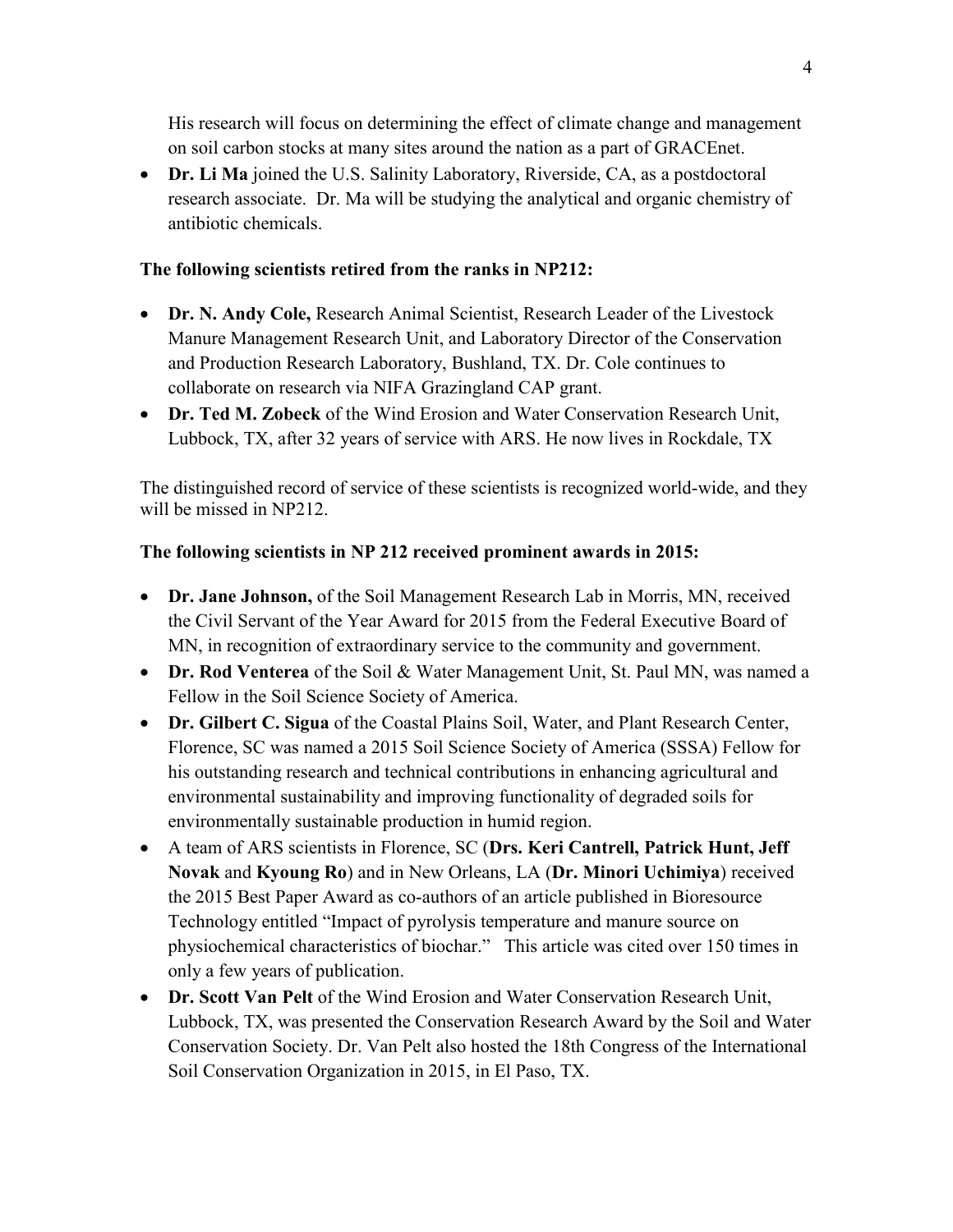His research will focus on determining the effect of climate change and management on soil carbon stocks at many sites around the nation as a part of GRACEnet.

- **Dr. Li Ma** joined the U.S. Salinity Laboratory, Riverside, CA, as a postdoctoral research associate. Dr. Ma will be studying the analytical and organic chemistry of antibiotic chemicals.

**The following scientists retired from the ranks in NP212:**

- **Dr. N. Andy Cole,** Research Animal Scientist, Research Leader of the Livestock Manure Management Research Unit, and Laboratory Director of the Conservation and Production Research Laboratory, Bushland, TX. Dr. Cole continues to collaborate on research via NIFA Grazingland CAP grant.
- **Dr. Ted M. Zobeck** of the Wind Erosion and Water Conservation Research Unit, Lubbock, TX, after 32 years of service with ARS. He now lives in Rockdale, TX

The distinguished record of service of these scientists is recognized world-wide, and they will be missed in NP212.

**The following scientists in NP 212 received prominent awards in 2015:**

- **Dr. Jane Johnson,** of the Soil Management Research Lab in Morris, MN, received the Civil Servant of the Year Award for 2015 from the Federal Executive Board of MN, in recognition of extraordinary service to the community and government.
- **Dr. Rod Venterea** of the Soil & Water Management Unit, St. Paul MN, was named a Fellow in the Soil Science Society of America.
- **Dr. Gilbert C. Sigua** of the Coastal Plains Soil, Water, and Plant Research Center, Florence, SC was named a 2015 Soil Science Society of America (SSSA) Fellow for his outstanding research and technical contributions in enhancing agricultural and environmental sustainability and improving functionality of degraded soils for environmentally sustainable production in humid region.
- A team of ARS scientists in Florence, SC (**Drs. Keri Cantrell, Patrick Hunt, Jeff Novak** and **Kyoung Ro**) and in New Orleans, LA (**Dr. Minori Uchimiya**) received the 2015 Best Paper Award as co-authors of an article published in Bioresource Technology entitled "Impact of pyrolysis temperature and manure source on physiochemical characteristics of biochar." This article was cited over 150 times in only a few years of publication.
- **Dr. Scott Van Pelt** of the Wind Erosion and Water Conservation Research Unit, Lubbock, TX, was presented the Conservation Research Award by the Soil and Water Conservation Society. Dr. Van Pelt also hosted the 18th Congress of the International Soil Conservation Organization in 2015, in El Paso, TX.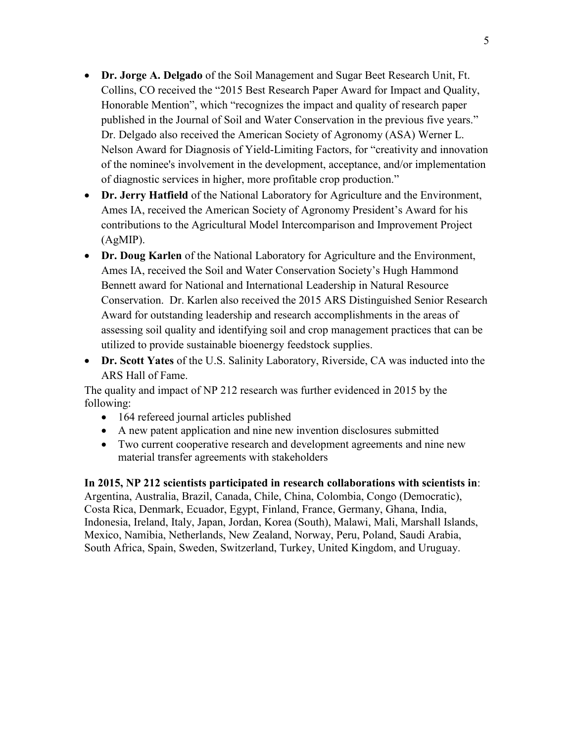- **Dr. Jorge A. Delgado** of the Soil Management and Sugar Beet Research Unit, Ft. Collins, CO received the "2015 Best Research Paper Award for Impact and Quality, Honorable Mention", which "recognizes the impact and quality of research paper published in the Journal of Soil and Water Conservation in the previous five years." Dr. Delgado also received the American Society of Agronomy (ASA) Werner L. Nelson Award for Diagnosis of Yield-Limiting Factors, for "creativity and innovation of the nominee's involvement in the development, acceptance, and/or implementation of diagnostic services in higher, more profitable crop production."
- **Dr. Jerry Hatfield** of the National Laboratory for Agriculture and the Environment, Ames IA, received the American Society of Agronomy President's Award for his contributions to the Agricultural Model Intercomparison and Improvement Project (AgMIP).
- **Dr. Doug Karlen** of the National Laboratory for Agriculture and the Environment, Ames IA, received the Soil and Water Conservation Society's Hugh Hammond Bennett award for National and International Leadership in Natural Resource Conservation. Dr. Karlen also received the 2015 ARS Distinguished Senior Research Award for outstanding leadership and research accomplishments in the areas of assessing soil quality and identifying soil and crop management practices that can be utilized to provide sustainable bioenergy feedstock supplies.
- **Dr. Scott Yates** of the U.S. Salinity Laboratory, Riverside, CA was inducted into the ARS Hall of Fame.

The quality and impact of NP 212 research was further evidenced in 2015 by the following:

- 164 refereed journal articles published
- A new patent application and nine new invention disclosures submitted
- Two current cooperative research and development agreements and nine new material transfer agreements with stakeholders

**In 2015, NP 212 scientists participated in research collaborations with scientists in**: Argentina, Australia, Brazil, Canada, Chile, China, Colombia, Congo (Democratic), Costa Rica, Denmark, Ecuador, Egypt, Finland, France, Germany, Ghana, India, Indonesia, Ireland, Italy, Japan, Jordan, Korea (South), Malawi, Mali, Marshall Islands, Mexico, Namibia, Netherlands, New Zealand, Norway, Peru, Poland, Saudi Arabia, South Africa, Spain, Sweden, Switzerland, Turkey, United Kingdom, and Uruguay.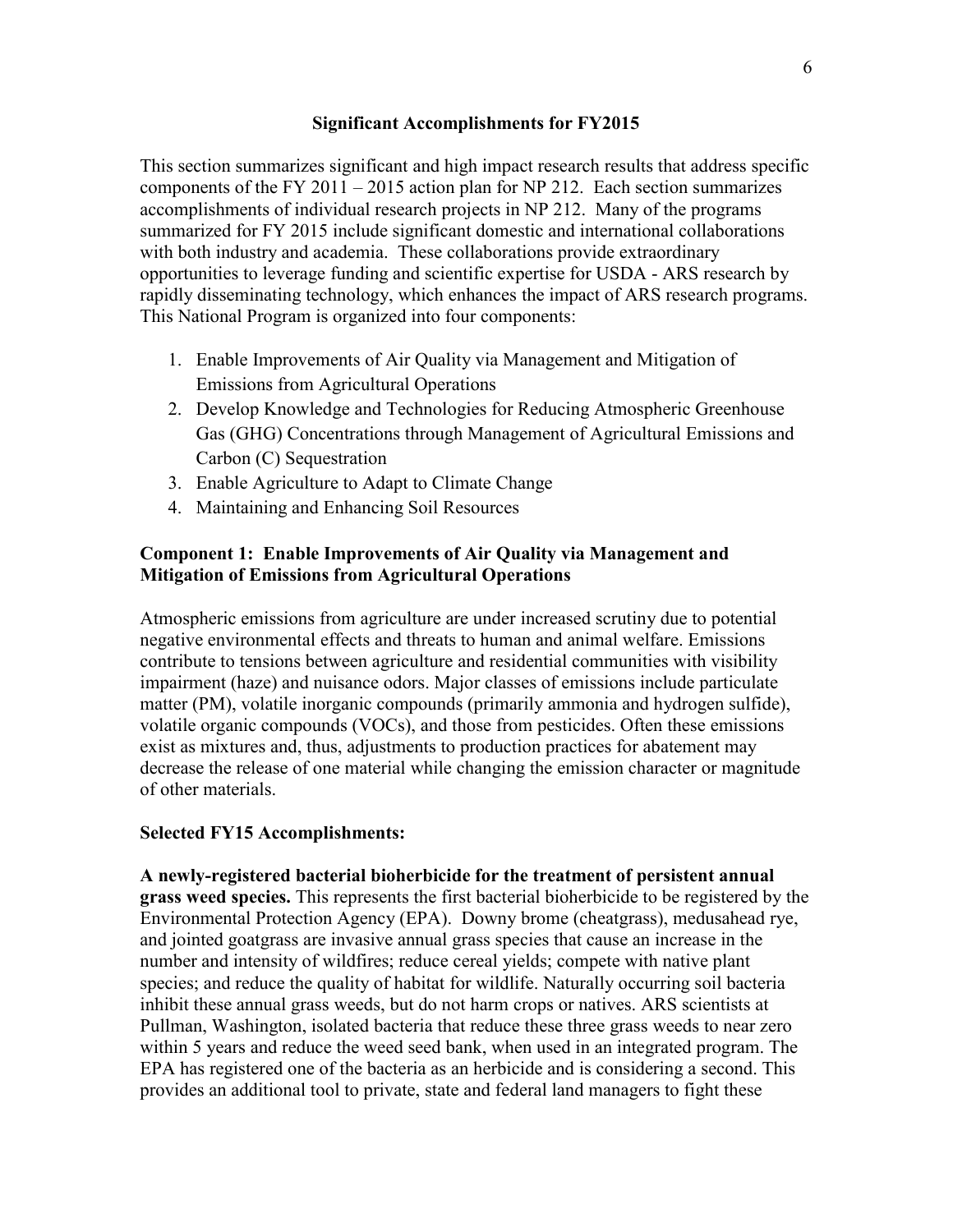## Significant Accomplishments for FY2015

This section summarizes significant and high impact research results that address specific components of the FY 2011 – 2015 action plan for NP 212. Each section summarizes accomplishments of individual research projects in NP 212. Many of the programs summarized for FY 2015 include significant domestic and international collaborations with both industry and academia. These collaborations provide extraordinary opportunities to leverage funding and scientific expertise for USDA - ARS research by rapidly disseminating technology, which enhances the impact of ARS research programs. This National Program is organized into four components:

1. Enable Improvements of Air Quality via Management and Mitigation of Emissions from Agricultural Operations
2. Develop Knowledge and Technologies for Reducing Atmospheric Greenhouse Gas (GHG) Concentrations through Management of Agricultural Emissions and Carbon (C) Sequestration
3. Enable Agriculture to Adapt to Climate Change
4. Maintaining and Enhancing Soil Resources

### Component 1: Enable Improvements of Air Quality via Management and Mitigation of Emissions from Agricultural Operations

Atmospheric emissions from agriculture are under increased scrutiny due to potential negative environmental effects and threats to human and animal welfare. Emissions contribute to tensions between agriculture and residential communities with visibility impairment (haze) and nuisance odors. Major classes of emissions include particulate matter (PM), volatile inorganic compounds (primarily ammonia and hydrogen sulfide), volatile organic compounds (VOCs), and those from pesticides. Often these emissions exist as mixtures and, thus, adjustments to production practices for abatement may decrease the release of one material while changing the emission character or magnitude of other materials.

#### Selected FY15 Accomplishments:

**A newly-registered bacterial bioherbicide for the treatment of persistent annual grass weed species.** This represents the first bacterial bioherbicide to be registered by the Environmental Protection Agency (EPA). Downy brome (cheatgrass), medusahead rye, and jointed goatgrass are invasive annual grass species that cause an increase in the number and intensity of wildfires; reduce cereal yields; compete with native plant species; and reduce the quality of habitat for wildlife. Naturally occurring soil bacteria inhibit these annual grass weeds, but do not harm crops or natives. ARS scientists at Pullman, Washington, isolated bacteria that reduce these three grass weeds to near zero within 5 years and reduce the weed seed bank, when used in an integrated program. The EPA has registered one of the bacteria as an herbicide and is considering a second. This provides an additional tool to private, state and federal land managers to fight these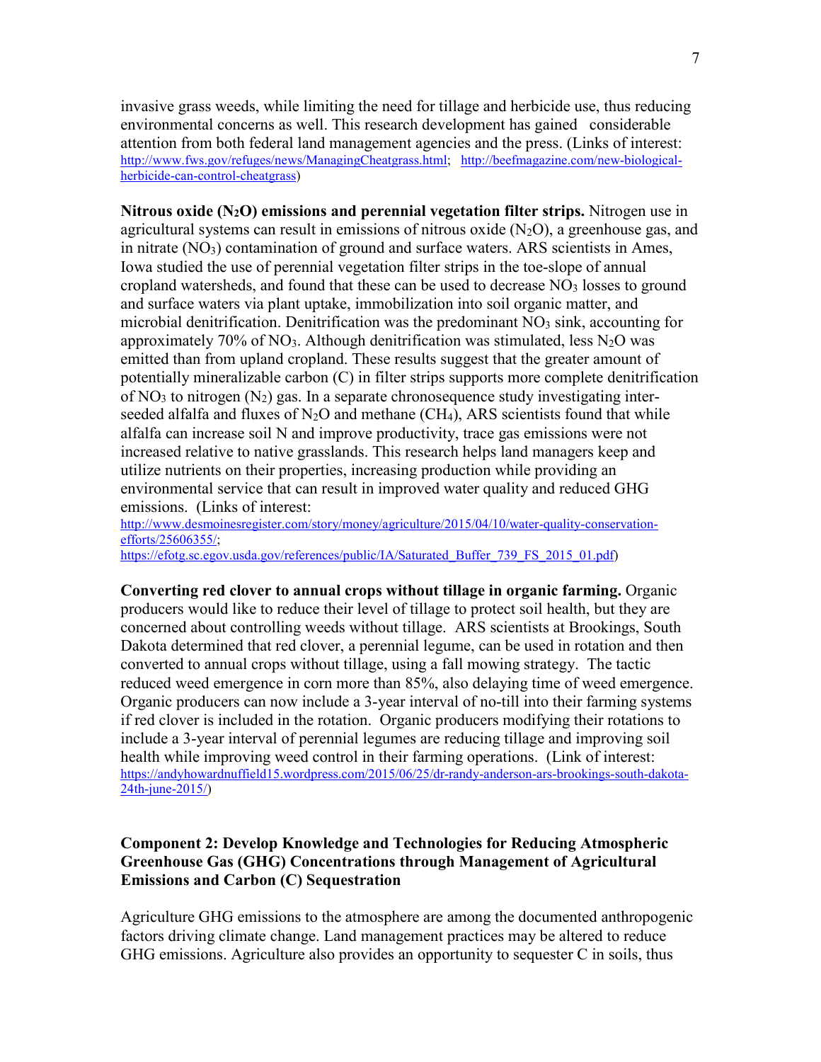invasive grass weeds, while limiting the need for tillage and herbicide use, thus reducing environmental concerns as well. This research development has gained considerable attention from both federal land management agencies and the press. (Links of interest: http://www.fws.gov/refuges/news/ManagingCheatgrass.html; http://beefmagazine.com/new-biological-herbicide-can-control-cheatgrass)

**Nitrous oxide ($N_2O$) emissions and perennial vegetation filter strips.** Nitrogen use in agricultural systems can result in emissions of nitrous oxide ($N_2O$), a greenhouse gas, and in nitrate ($NO_3$) contamination of ground and surface waters. ARS scientists in Ames, Iowa studied the use of perennial vegetation filter strips in the toe-slope of annual cropland watersheds, and found that these can be used to decrease $NO_3$ losses to ground and surface waters via plant uptake, immobilization into soil organic matter, and microbial denitrification. Denitrification was the predominant $NO_3$ sink, accounting for approximately 70% of $NO_3$. Although denitrification was stimulated, less $N_2O$ was emitted than from upland cropland. These results suggest that the greater amount of potentially mineralizable carbon (C) in filter strips supports more complete denitrification of $NO_3$ to nitrogen ($N_2$) gas. In a separate chronosequence study investigating inter-seeded alfalfa and fluxes of $N_2O$ and methane ($CH_4$), ARS scientists found that while alfalfa can increase soil N and improve productivity, trace gas emissions were not increased relative to native grasslands. This research helps land managers keep and utilize nutrients on their properties, increasing production while providing an environmental service that can result in improved water quality and reduced GHG emissions. (Links of interest: http://www.desmoinesregister.com/story/money/agriculture/2015/04/10/water-quality-conservation-efforts/25606355/; https://efotg.sc.egov.usda.gov/references/public/IA/Saturated_Buffer_739_FS_2015_01.pdf)

**Converting red clover to annual crops without tillage in organic farming.** Organic producers would like to reduce their level of tillage to protect soil health, but they are concerned about controlling weeds without tillage. ARS scientists at Brookings, South Dakota determined that red clover, a perennial legume, can be used in rotation and then converted to annual crops without tillage, using a fall mowing strategy. The tactic reduced weed emergence in corn more than 85%, also delaying time of weed emergence. Organic producers can now include a 3-year interval of no-till into their farming systems if red clover is included in the rotation. Organic producers modifying their rotations to include a 3-year interval of perennial legumes are reducing tillage and improving soil health while improving weed control in their farming operations. (Link of interest: https://andyhowardnuffield15.wordpress.com/2015/06/25/dr-randy-anderson-ars-brookings-south-dakota-24th-june-2015/)

### Component 2: Develop Knowledge and Technologies for Reducing Atmospheric Greenhouse Gas (GHG) Concentrations through Management of Agricultural Emissions and Carbon (C) Sequestration

Agriculture GHG emissions to the atmosphere are among the documented anthropogenic factors driving climate change. Land management practices may be altered to reduce GHG emissions. Agriculture also provides an opportunity to sequester C in soils, thus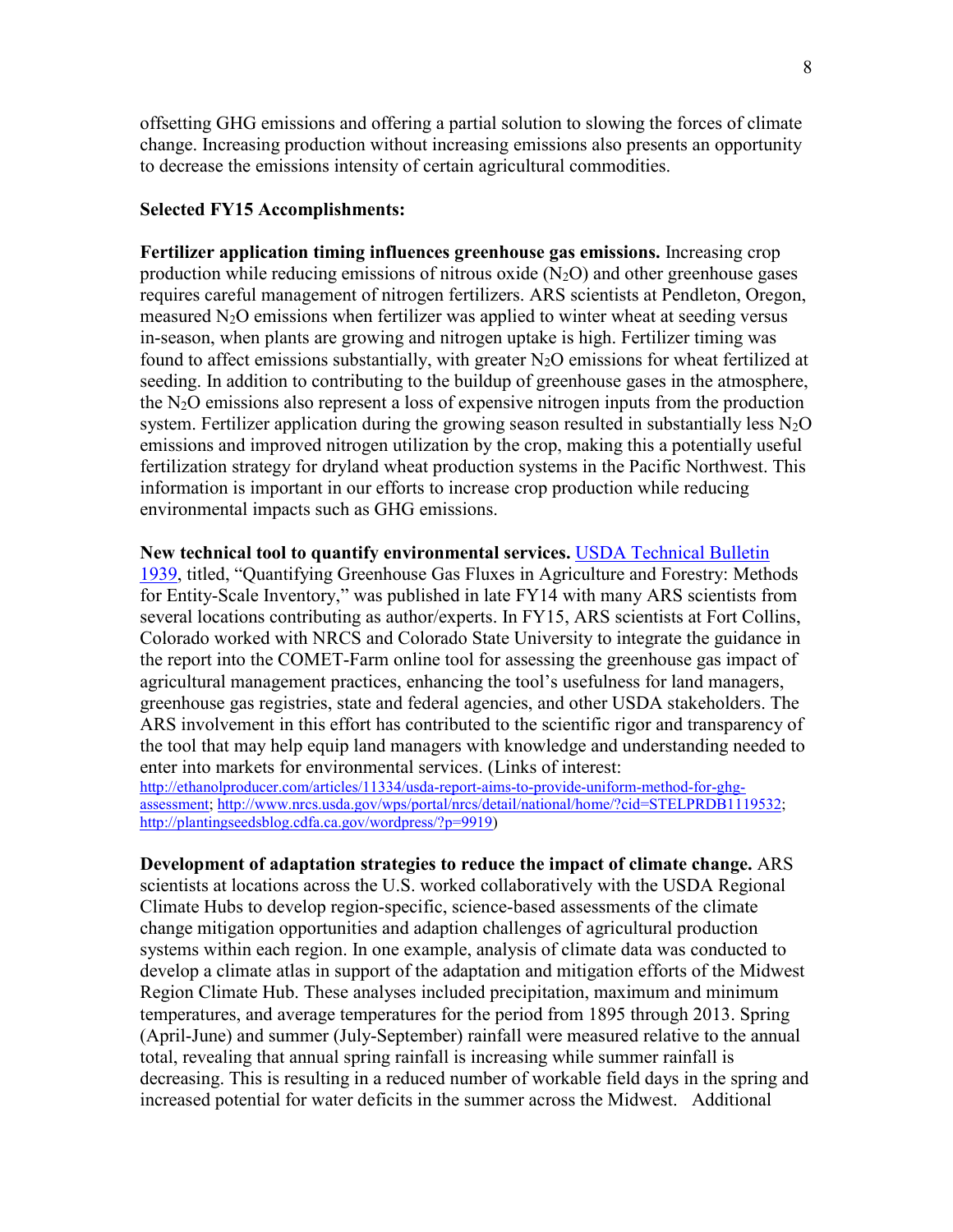offsetting GHG emissions and offering a partial solution to slowing the forces of climate change. Increasing production without increasing emissions also presents an opportunity to decrease the emissions intensity of certain agricultural commodities.

**Selected FY15 Accomplishments:**

**Fertilizer application timing influences greenhouse gas emissions.** Increasing crop production while reducing emissions of nitrous oxide ($N_2O$) and other greenhouse gases requires careful management of nitrogen fertilizers. ARS scientists at Pendleton, Oregon, measured $N_2O$ emissions when fertilizer was applied to winter wheat at seeding versus in-season, when plants are growing and nitrogen uptake is high. Fertilizer timing was found to affect emissions substantially, with greater $N_2O$ emissions for wheat fertilized at seeding. In addition to contributing to the buildup of greenhouse gases in the atmosphere, the $N_2O$ emissions also represent a loss of expensive nitrogen inputs from the production system. Fertilizer application during the growing season resulted in substantially less $N_2O$ emissions and improved nitrogen utilization by the crop, making this a potentially useful fertilization strategy for dryland wheat production systems in the Pacific Northwest. This information is important in our efforts to increase crop production while reducing environmental impacts such as GHG emissions.

**New technical tool to quantify environmental services.** USDA Technical Bulletin 1939, titled, "Quantifying Greenhouse Gas Fluxes in Agriculture and Forestry: Methods for Entity-Scale Inventory," was published in late FY14 with many ARS scientists from several locations contributing as author/experts. In FY15, ARS scientists at Fort Collins, Colorado worked with NRCS and Colorado State University to integrate the guidance in the report into the COMET-Farm online tool for assessing the greenhouse gas impact of agricultural management practices, enhancing the tool's usefulness for land managers, greenhouse gas registries, state and federal agencies, and other USDA stakeholders. The ARS involvement in this effort has contributed to the scientific rigor and transparency of the tool that may help equip land managers with knowledge and understanding needed to enter into markets for environmental services. (Links of interest: http://ethanolproducer.com/articles/11334/usda-report-aims-to-provide-uniform-method-for-ghg-assessment; http://www.nrcs.usda.gov/wps/portal/nrcs/detail/national/home/?cid=STELPRDB1119532; http://plantingseedsblog.cdfa.ca.gov/wordpress/?p=9919)

**Development of adaptation strategies to reduce the impact of climate change.** ARS scientists at locations across the U.S. worked collaboratively with the USDA Regional Climate Hubs to develop region-specific, science-based assessments of the climate change mitigation opportunities and adaption challenges of agricultural production systems within each region. In one example, analysis of climate data was conducted to develop a climate atlas in support of the adaptation and mitigation efforts of the Midwest Region Climate Hub. These analyses included precipitation, maximum and minimum temperatures, and average temperatures for the period from 1895 through 2013. Spring (April-June) and summer (July-September) rainfall were measured relative to the annual total, revealing that annual spring rainfall is increasing while summer rainfall is decreasing. This is resulting in a reduced number of workable field days in the spring and increased potential for water deficits in the summer across the Midwest. Additional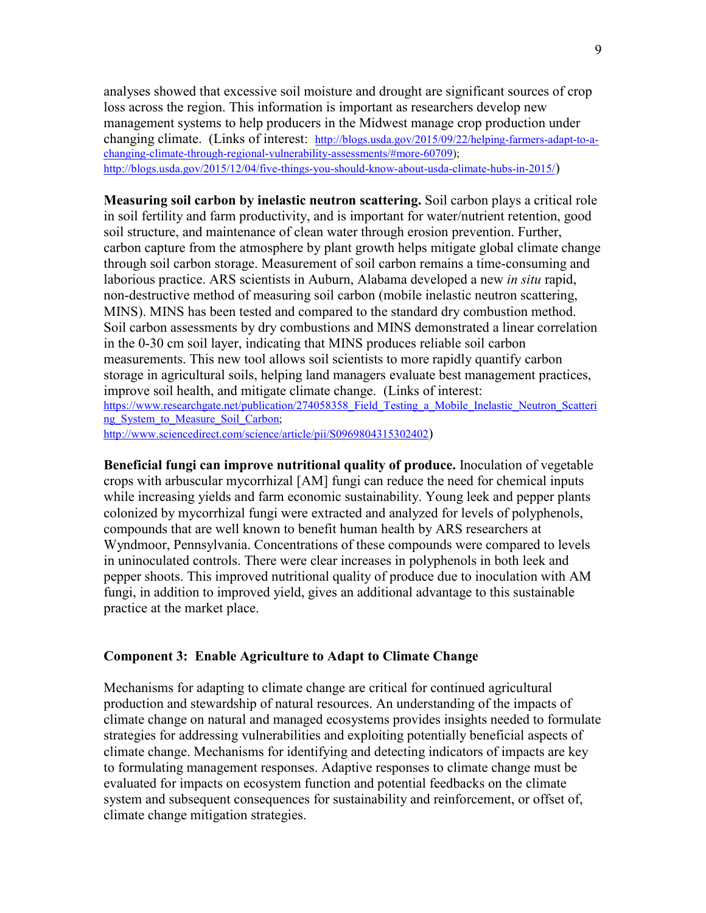analyses showed that excessive soil moisture and drought are significant sources of crop loss across the region. This information is important as researchers develop new management systems to help producers in the Midwest manage crop production under changing climate. (Links of interest: http://blogs.usda.gov/2015/09/22/helping-farmers-adapt-to-a-changing-climate-through-regional-vulnerability-assessments/#more-60709); http://blogs.usda.gov/2015/12/04/five-things-you-should-know-about-usda-climate-hubs-in-2015/)

**Measuring soil carbon by inelastic neutron scattering.** Soil carbon plays a critical role in soil fertility and farm productivity, and is important for water/nutrient retention, good soil structure, and maintenance of clean water through erosion prevention. Further, carbon capture from the atmosphere by plant growth helps mitigate global climate change through soil carbon storage. Measurement of soil carbon remains a time-consuming and laborious practice. ARS scientists in Auburn, Alabama developed a new *in situ* rapid, non-destructive method of measuring soil carbon (mobile inelastic neutron scattering, MINS). MINS has been tested and compared to the standard dry combustion method. Soil carbon assessments by dry combustions and MINS demonstrated a linear correlation in the 0-30 cm soil layer, indicating that MINS produces reliable soil carbon measurements. This new tool allows soil scientists to more rapidly quantify carbon storage in agricultural soils, helping land managers evaluate best management practices, improve soil health, and mitigate climate change. (Links of interest: https://www.researchgate.net/publication/274058358_Field_Testing_a_Mobile_Inelastic_Neutron_Scattering_System_to_Measure_Soil_Carbon; http://www.sciencedirect.com/science/article/pii/S0969804315302402)

**Beneficial fungi can improve nutritional quality of produce.** Inoculation of vegetable crops with arbuscular mycorrhizal [AM] fungi can reduce the need for chemical inputs while increasing yields and farm economic sustainability. Young leek and pepper plants colonized by mycorrhizal fungi were extracted and analyzed for levels of polyphenols, compounds that are well known to benefit human health by ARS researchers at Wyndmoor, Pennsylvania. Concentrations of these compounds were compared to levels in uninoculated controls. There were clear increases in polyphenols in both leek and pepper shoots. This improved nutritional quality of produce due to inoculation with AM fungi, in addition to improved yield, gives an additional advantage to this sustainable practice at the market place.

### Component 3: Enable Agriculture to Adapt to Climate Change

Mechanisms for adapting to climate change are critical for continued agricultural production and stewardship of natural resources. An understanding of the impacts of climate change on natural and managed ecosystems provides insights needed to formulate strategies for addressing vulnerabilities and exploiting potentially beneficial aspects of climate change. Mechanisms for identifying and detecting indicators of impacts are key to formulating management responses. Adaptive responses to climate change must be evaluated for impacts on ecosystem function and potential feedbacks on the climate system and subsequent consequences for sustainability and reinforcement, or offset of, climate change mitigation strategies.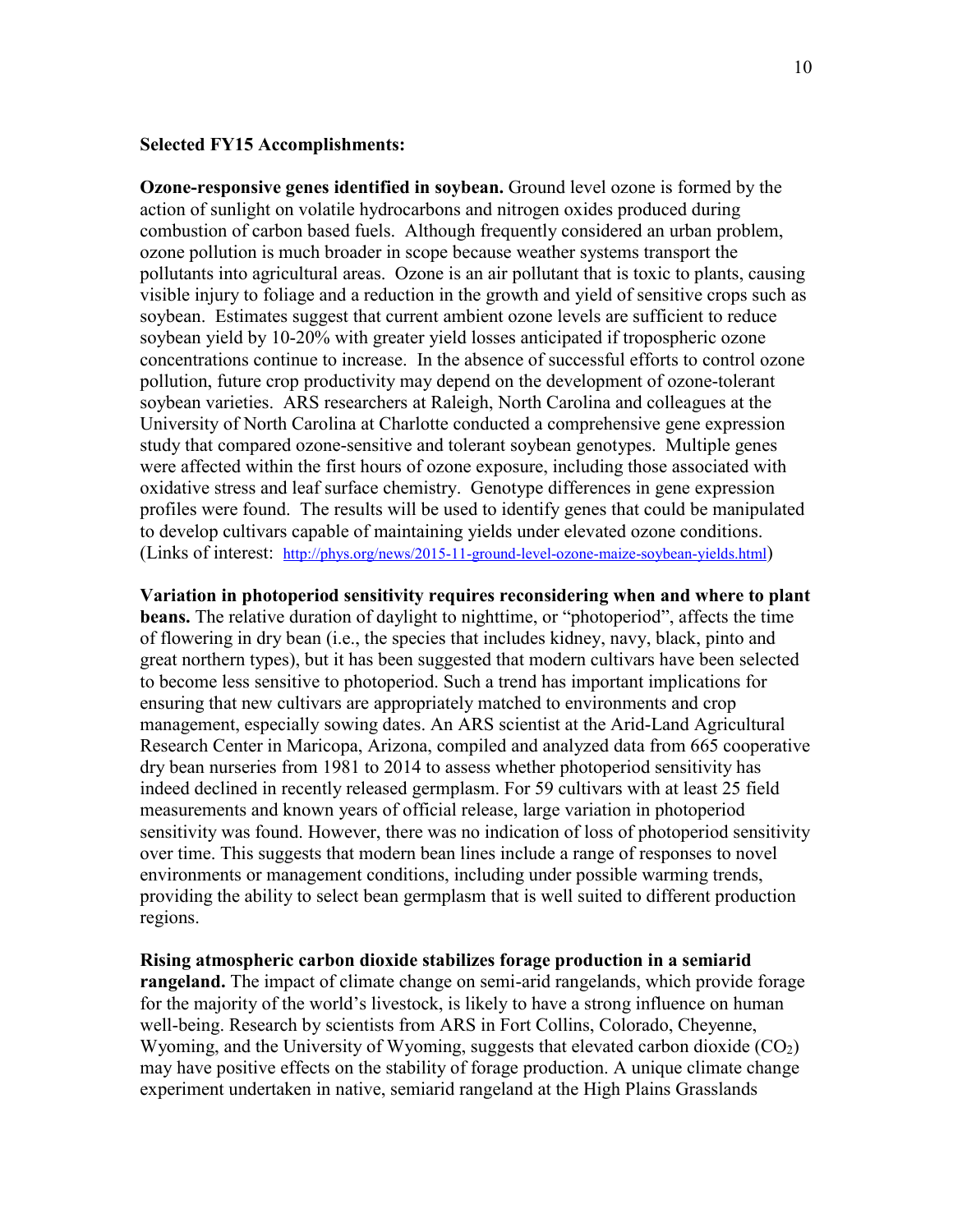**Selected FY15 Accomplishments:**

**Ozone-responsive genes identified in soybean.** Ground level ozone is formed by the action of sunlight on volatile hydrocarbons and nitrogen oxides produced during combustion of carbon based fuels. Although frequently considered an urban problem, ozone pollution is much broader in scope because weather systems transport the pollutants into agricultural areas. Ozone is an air pollutant that is toxic to plants, causing visible injury to foliage and a reduction in the growth and yield of sensitive crops such as soybean. Estimates suggest that current ambient ozone levels are sufficient to reduce soybean yield by 10-20% with greater yield losses anticipated if tropospheric ozone concentrations continue to increase. In the absence of successful efforts to control ozone pollution, future crop productivity may depend on the development of ozone-tolerant soybean varieties. ARS researchers at Raleigh, North Carolina and colleagues at the University of North Carolina at Charlotte conducted a comprehensive gene expression study that compared ozone-sensitive and tolerant soybean genotypes. Multiple genes were affected within the first hours of ozone exposure, including those associated with oxidative stress and leaf surface chemistry. Genotype differences in gene expression profiles were found. The results will be used to identify genes that could be manipulated to develop cultivars capable of maintaining yields under elevated ozone conditions. (Links of interest: http://phys.org/news/2015-11-ground-level-ozone-maize-soybean-yields.html)

**Variation in photoperiod sensitivity requires reconsidering when and where to plant beans.** The relative duration of daylight to nighttime, or "photoperiod", affects the time of flowering in dry bean (i.e., the species that includes kidney, navy, black, pinto and great northern types), but it has been suggested that modern cultivars have been selected to become less sensitive to photoperiod. Such a trend has important implications for ensuring that new cultivars are appropriately matched to environments and crop management, especially sowing dates. An ARS scientist at the Arid-Land Agricultural Research Center in Maricopa, Arizona, compiled and analyzed data from 665 cooperative dry bean nurseries from 1981 to 2014 to assess whether photoperiod sensitivity has indeed declined in recently released germplasm. For 59 cultivars with at least 25 field measurements and known years of official release, large variation in photoperiod sensitivity was found. However, there was no indication of loss of photoperiod sensitivity over time. This suggests that modern bean lines include a range of responses to novel environments or management conditions, including under possible warming trends, providing the ability to select bean germplasm that is well suited to different production regions.

**Rising atmospheric carbon dioxide stabilizes forage production in a semiarid rangeland.** The impact of climate change on semi-arid rangelands, which provide forage for the majority of the world's livestock, is likely to have a strong influence on human well-being. Research by scientists from ARS in Fort Collins, Colorado, Cheyenne, Wyoming, and the University of Wyoming, suggests that elevated carbon dioxide ($CO_2$) may have positive effects on the stability of forage production. A unique climate change experiment undertaken in native, semiarid rangeland at the High Plains Grasslands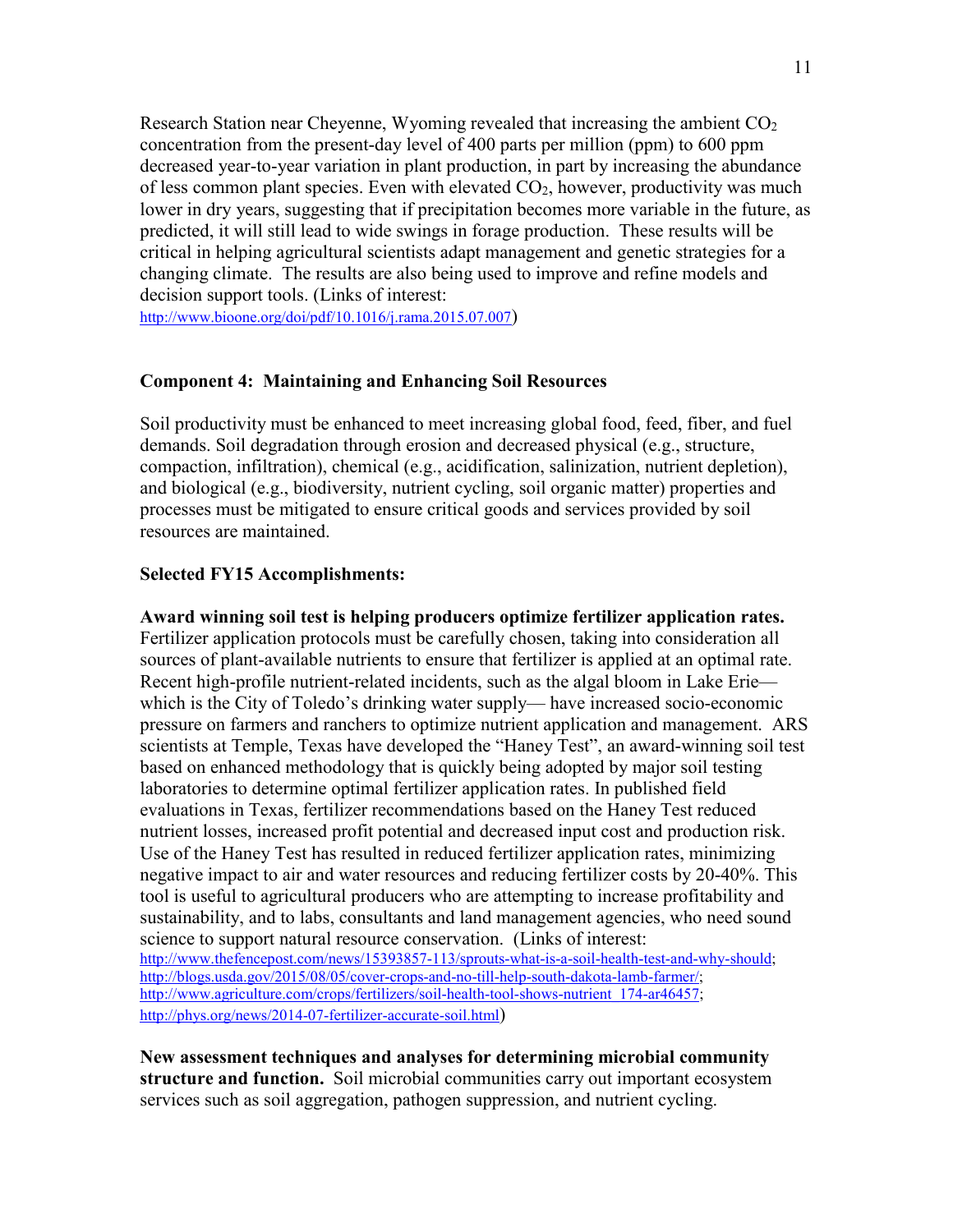Research Station near Cheyenne, Wyoming revealed that increasing the ambient $CO_2$ concentration from the present-day level of 400 parts per million (ppm) to 600 ppm decreased year-to-year variation in plant production, in part by increasing the abundance of less common plant species. Even with elevated $CO_2$, however, productivity was much lower in dry years, suggesting that if precipitation becomes more variable in the future, as predicted, it will still lead to wide swings in forage production. These results will be critical in helping agricultural scientists adapt management and genetic strategies for a changing climate. The results are also being used to improve and refine models and decision support tools. (Links of interest: http://www.bioone.org/doi/pdf/10.1016/j.rama.2015.07.007)

**Component 4: Maintaining and Enhancing Soil Resources**

Soil productivity must be enhanced to meet increasing global food, feed, fiber, and fuel demands. Soil degradation through erosion and decreased physical (e.g., structure, compaction, infiltration), chemical (e.g., acidification, salinization, nutrient depletion), and biological (e.g., biodiversity, nutrient cycling, soil organic matter) properties and processes must be mitigated to ensure critical goods and services provided by soil resources are maintained.

**Selected FY15 Accomplishments:**

**Award winning soil test is helping producers optimize fertilizer application rates.** Fertilizer application protocols must be carefully chosen, taking into consideration all sources of plant-available nutrients to ensure that fertilizer is applied at an optimal rate. Recent high-profile nutrient-related incidents, such as the algal bloom in Lake Erie— which is the City of Toledo's drinking water supply— have increased socio-economic pressure on farmers and ranchers to optimize nutrient application and management. ARS scientists at Temple, Texas have developed the "Haney Test", an award-winning soil test based on enhanced methodology that is quickly being adopted by major soil testing laboratories to determine optimal fertilizer application rates. In published field evaluations in Texas, fertilizer recommendations based on the Haney Test reduced nutrient losses, increased profit potential and decreased input cost and production risk. Use of the Haney Test has resulted in reduced fertilizer application rates, minimizing negative impact to air and water resources and reducing fertilizer costs by 20-40%. This tool is useful to agricultural producers who are attempting to increase profitability and sustainability, and to labs, consultants and land management agencies, who need sound science to support natural resource conservation. (Links of interest: http://www.thefencepost.com/news/15393857-113/sprouts-what-is-a-soil-health-test-and-why-should; http://blogs.usda.gov/2015/08/05/cover-crops-and-no-till-help-south-dakota-lamb-farmer/; http://www.agriculture.com/crops/fertilizers/soil-health-tool-shows-nutrient_174-ar46457; http://phys.org/news/2014-07-fertilizer-accurate-soil.html)

**New assessment techniques and analyses for determining microbial community structure and function.** Soil microbial communities carry out important ecosystem services such as soil aggregation, pathogen suppression, and nutrient cycling.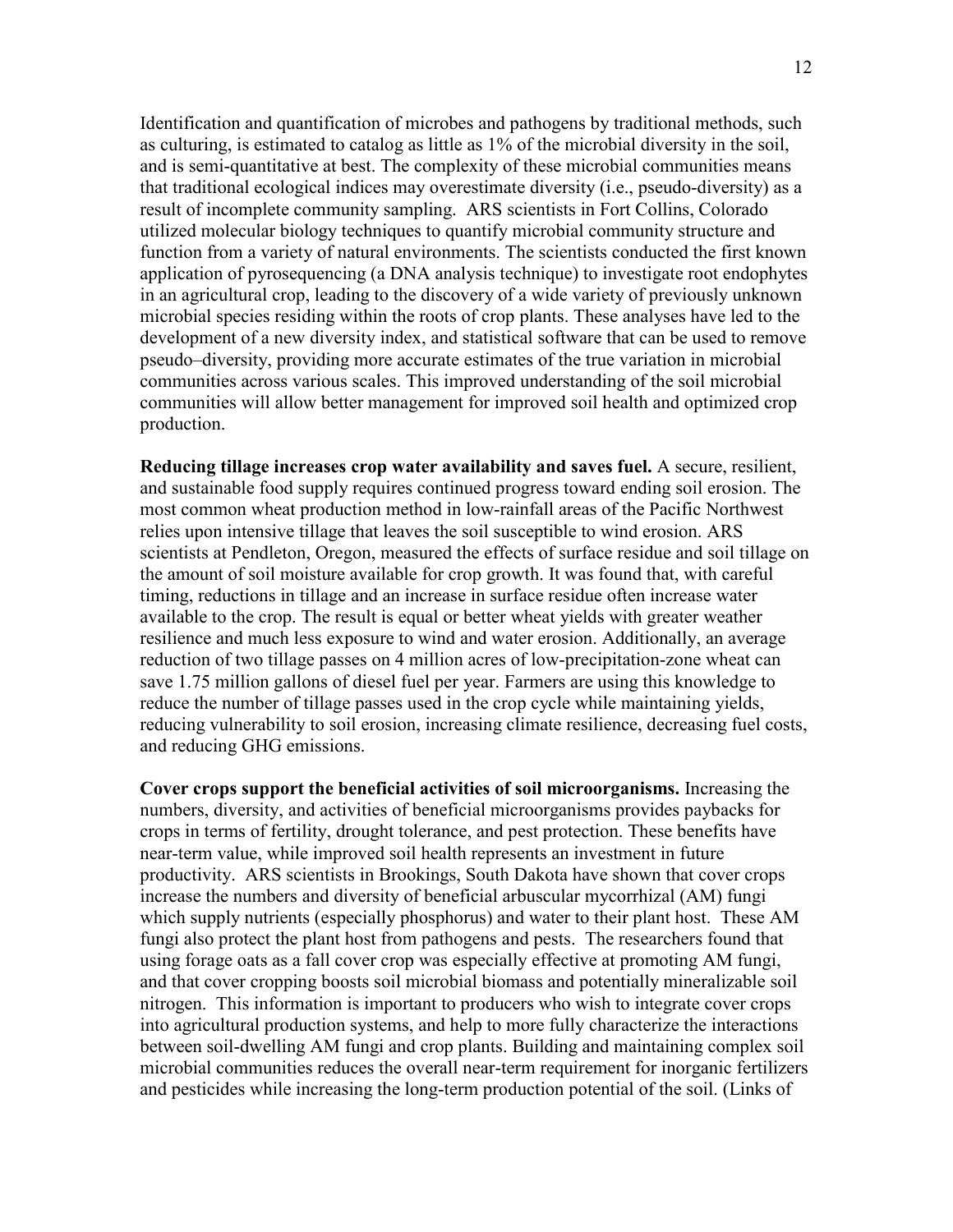Identification and quantification of microbes and pathogens by traditional methods, such as culturing, is estimated to catalog as little as 1% of the microbial diversity in the soil, and is semi-quantitative at best. The complexity of these microbial communities means that traditional ecological indices may overestimate diversity (i.e., pseudo-diversity) as a result of incomplete community sampling. ARS scientists in Fort Collins, Colorado utilized molecular biology techniques to quantify microbial community structure and function from a variety of natural environments. The scientists conducted the first known application of pyrosequencing (a DNA analysis technique) to investigate root endophytes in an agricultural crop, leading to the discovery of a wide variety of previously unknown microbial species residing within the roots of crop plants. These analyses have led to the development of a new diversity index, and statistical software that can be used to remove pseudo–diversity, providing more accurate estimates of the true variation in microbial communities across various scales. This improved understanding of the soil microbial communities will allow better management for improved soil health and optimized crop production.

**Reducing tillage increases crop water availability and saves fuel.** A secure, resilient, and sustainable food supply requires continued progress toward ending soil erosion. The most common wheat production method in low-rainfall areas of the Pacific Northwest relies upon intensive tillage that leaves the soil susceptible to wind erosion. ARS scientists at Pendleton, Oregon, measured the effects of surface residue and soil tillage on the amount of soil moisture available for crop growth. It was found that, with careful timing, reductions in tillage and an increase in surface residue often increase water available to the crop. The result is equal or better wheat yields with greater weather resilience and much less exposure to wind and water erosion. Additionally, an average reduction of two tillage passes on 4 million acres of low-precipitation-zone wheat can save 1.75 million gallons of diesel fuel per year. Farmers are using this knowledge to reduce the number of tillage passes used in the crop cycle while maintaining yields, reducing vulnerability to soil erosion, increasing climate resilience, decreasing fuel costs, and reducing GHG emissions.

**Cover crops support the beneficial activities of soil microorganisms.** Increasing the numbers, diversity, and activities of beneficial microorganisms provides paybacks for crops in terms of fertility, drought tolerance, and pest protection. These benefits have near-term value, while improved soil health represents an investment in future productivity. ARS scientists in Brookings, South Dakota have shown that cover crops increase the numbers and diversity of beneficial arbuscular mycorrhizal (AM) fungi which supply nutrients (especially phosphorus) and water to their plant host. These AM fungi also protect the plant host from pathogens and pests. The researchers found that using forage oats as a fall cover crop was especially effective at promoting AM fungi, and that cover cropping boosts soil microbial biomass and potentially mineralizable soil nitrogen. This information is important to producers who wish to integrate cover crops into agricultural production systems, and help to more fully characterize the interactions between soil-dwelling AM fungi and crop plants. Building and maintaining complex soil microbial communities reduces the overall near-term requirement for inorganic fertilizers and pesticides while increasing the long-term production potential of the soil. (Links of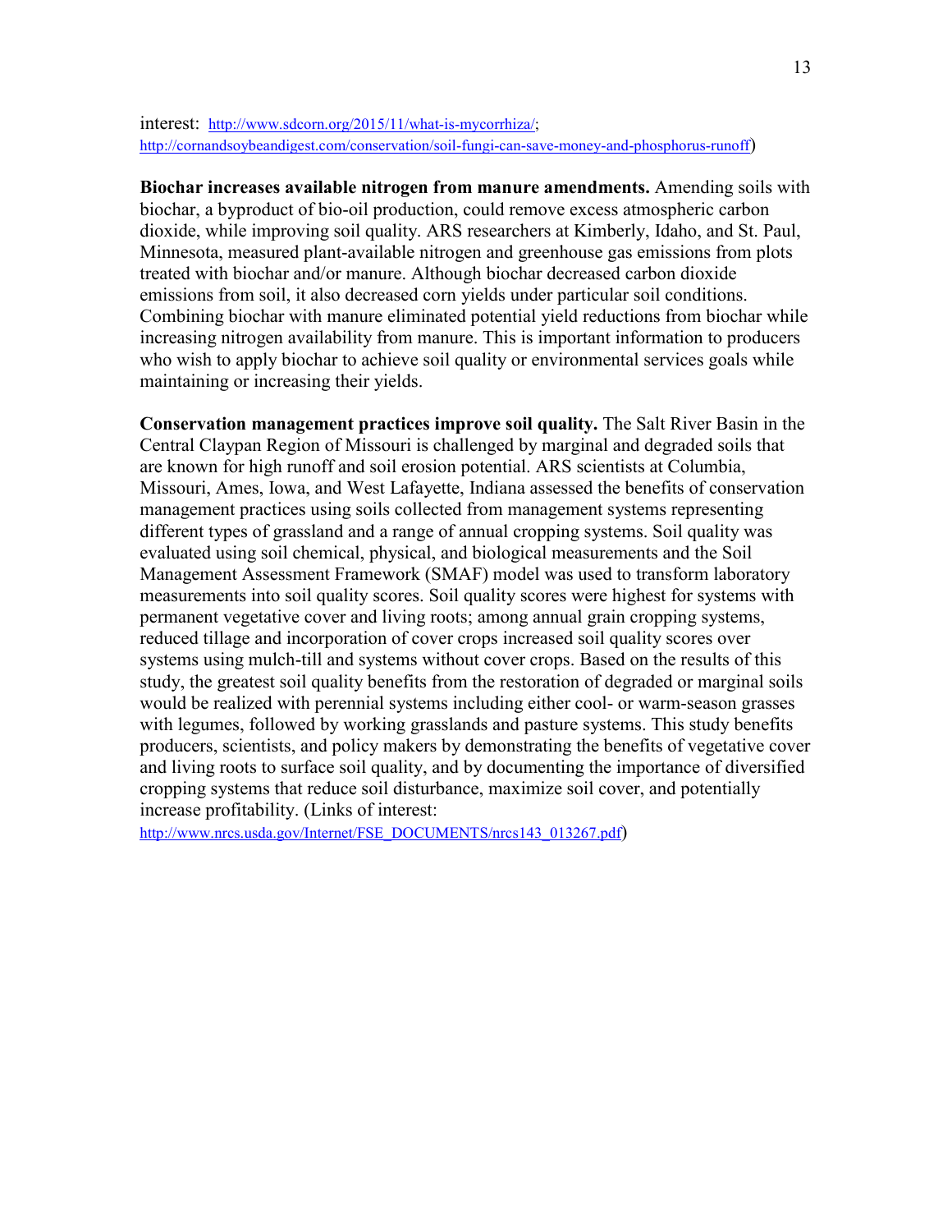interest: http://www.sdcorn.org/2015/11/what-is-mycorrhiza/; http://cornandsoybeandigest.com/conservation/soil-fungi-can-save-money-and-phosphorus-runoff)

**Biochar increases available nitrogen from manure amendments.** Amending soils with biochar, a byproduct of bio-oil production, could remove excess atmospheric carbon dioxide, while improving soil quality. ARS researchers at Kimberly, Idaho, and St. Paul, Minnesota, measured plant-available nitrogen and greenhouse gas emissions from plots treated with biochar and/or manure. Although biochar decreased carbon dioxide emissions from soil, it also decreased corn yields under particular soil conditions. Combining biochar with manure eliminated potential yield reductions from biochar while increasing nitrogen availability from manure. This is important information to producers who wish to apply biochar to achieve soil quality or environmental services goals while maintaining or increasing their yields.

**Conservation management practices improve soil quality.** The Salt River Basin in the Central Claypan Region of Missouri is challenged by marginal and degraded soils that are known for high runoff and soil erosion potential. ARS scientists at Columbia, Missouri, Ames, Iowa, and West Lafayette, Indiana assessed the benefits of conservation management practices using soils collected from management systems representing different types of grassland and a range of annual cropping systems. Soil quality was evaluated using soil chemical, physical, and biological measurements and the Soil Management Assessment Framework (SMAF) model was used to transform laboratory measurements into soil quality scores. Soil quality scores were highest for systems with permanent vegetative cover and living roots; among annual grain cropping systems, reduced tillage and incorporation of cover crops increased soil quality scores over systems using mulch-till and systems without cover crops. Based on the results of this study, the greatest soil quality benefits from the restoration of degraded or marginal soils would be realized with perennial systems including either cool- or warm-season grasses with legumes, followed by working grasslands and pasture systems. This study benefits producers, scientists, and policy makers by demonstrating the benefits of vegetative cover and living roots to surface soil quality, and by documenting the importance of diversified cropping systems that reduce soil disturbance, maximize soil cover, and potentially increase profitability. (Links of interest: http://www.nrcs.usda.gov/Internet/FSE_DOCUMENTS/nrcs143_013267.pdf)